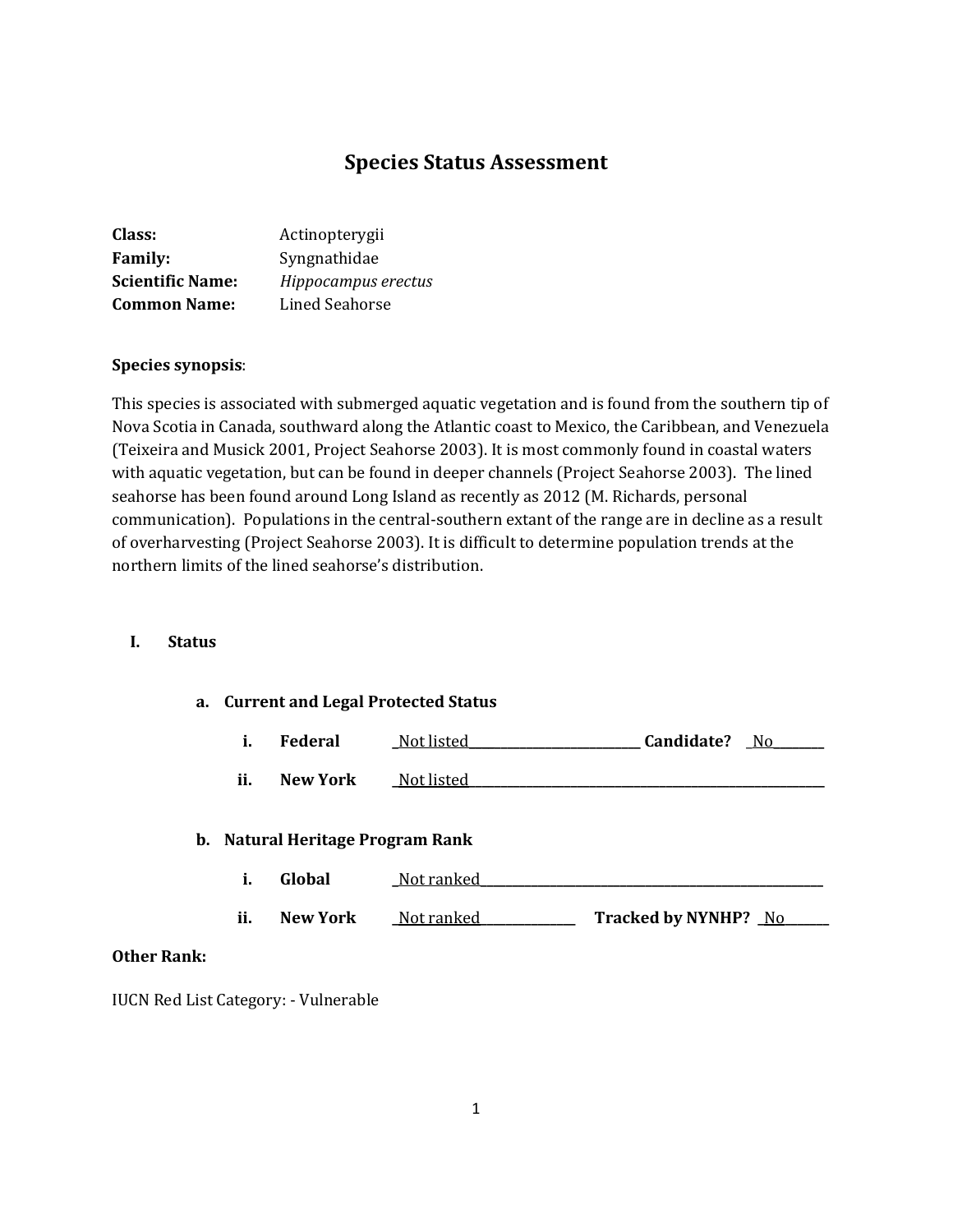# Species Status Assessment

**Class:** Actinopterygii
**Family:** Syngnathidae
**Scientific Name:** *Hippocampus erectus*
**Common Name:** Lined Seahorse

**Species synopsis**:

This species is associated with submerged aquatic vegetation and is found from the southern tip of Nova Scotia in Canada, southward along the Atlantic coast to Mexico, the Caribbean, and Venezuela (Teixeira and Musick 2001, Project Seahorse 2003). It is most commonly found in coastal waters with aquatic vegetation, but can be found in deeper channels (Project Seahorse 2003). The lined seahorse has been found around Long Island as recently as 2012 (M. Richards, personal communication). Populations in the central-southern extant of the range are in decline as a result of overharvesting (Project Seahorse 2003). It is difficult to determine population trends at the northern limits of the lined seahorse's distribution.

## I. Status

### a. Current and Legal Protected Status

i. **Federal** Not listed **Candidate?** No

ii. **New York** Not listed

### b. Natural Heritage Program Rank

i. **Global** Not ranked

ii. **New York** Not ranked **Tracked by NYNHP?** No

**Other Rank:**

IUCN Red List Category: - Vulnerable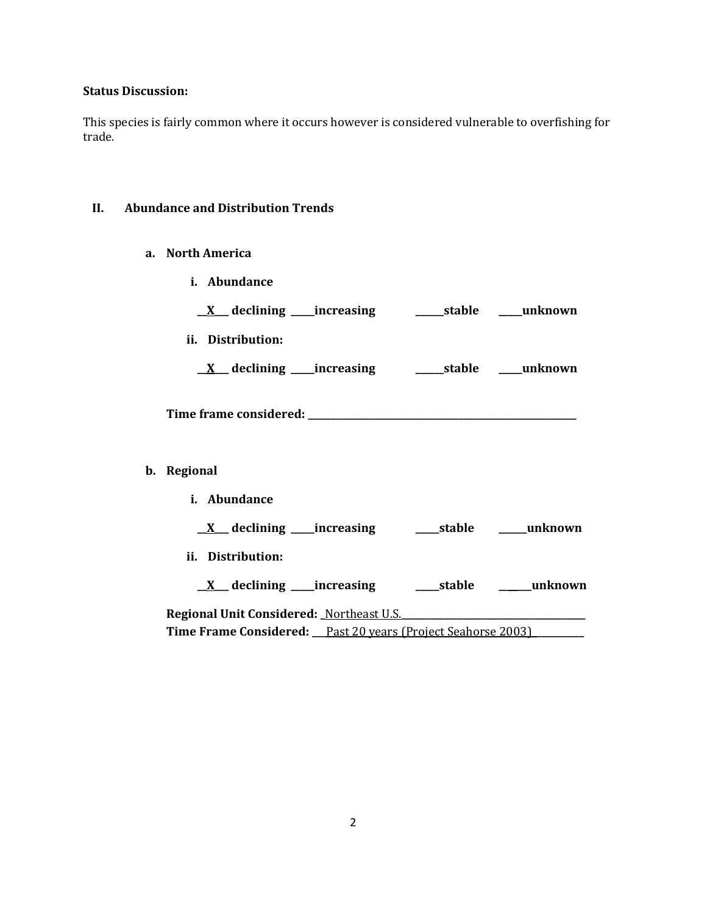**Status Discussion:**

This species is fairly common where it occurs however is considered vulnerable to overfishing for trade.

## II. Abundance and Distribution Trends

### a. North America

**i. Abundance**

**__X__ declining _____increasing ______stable _____unknown**

**ii. Distribution:**

**__X__ declining _____increasing ______stable _____unknown**

**Time frame considered: ___________________________________________**

### b. Regional

**i. Abundance**

**__X__ declining _____increasing _____stable ______unknown**

**ii. Distribution:**

**__X__ declining _____increasing _____stable ______unknown**

**Regional Unit Considered:** _Northeast U.S.___________________________

**Time Frame Considered:** ___Past 20 years (Project Seahorse 2003)_________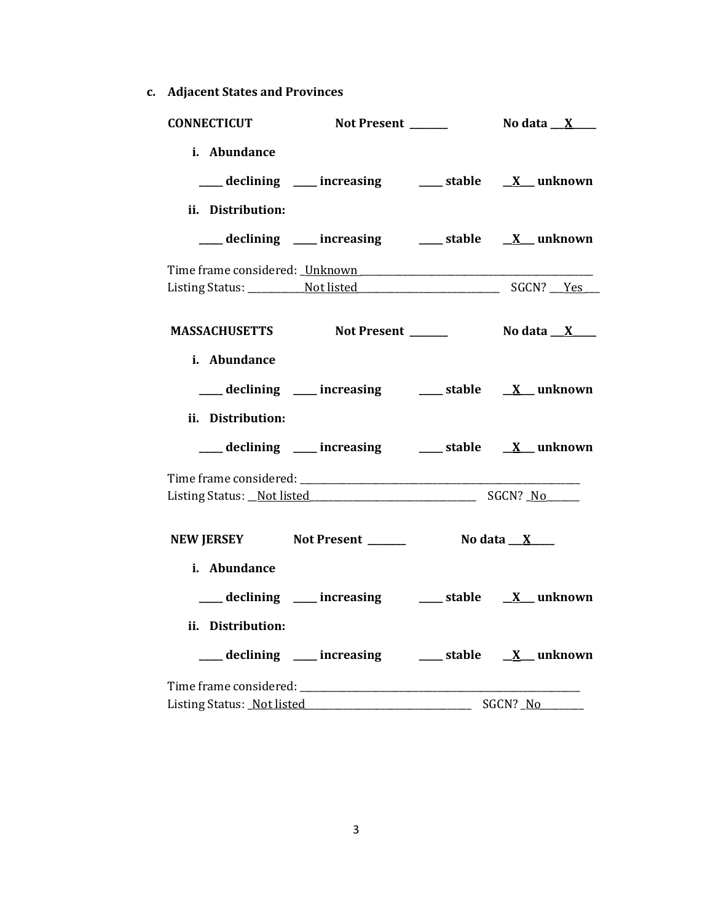**c. Adjacent States and Provinces**

**CONNECTICUT** **Not Present** _______ **No data** ___X_____

**i. Abundance**

_____ declining _____ increasing _____ stable __X___ unknown

**ii. Distribution:**

_____ declining _____ increasing _____ stable __X___ unknown

Time frame considered: _Unknown_______________________________________________

Listing Status: ___________Not listed_____________________________ SGCN? ___Yes___

**MASSACHUSETTS** **Not Present** _______ **No data** ___X_____

**i. Abundance**

_____ declining _____ increasing _____ stable __X___ unknown

**ii. Distribution:**

_____ declining _____ increasing _____ stable __X___ unknown

Time frame considered: _________________________________________________________

Listing Status: __Not listed_________________________________ SGCN? _No_______

**NEW JERSEY** **Not Present** _______ **No data** ___X_____

**i. Abundance**

_____ declining _____ increasing _____ stable __X___ unknown

**ii. Distribution:**

_____ declining _____ increasing _____ stable __X___ unknown

Time frame considered: _________________________________________________________

Listing Status: _Not listed_________________________________ SGCN? _No_________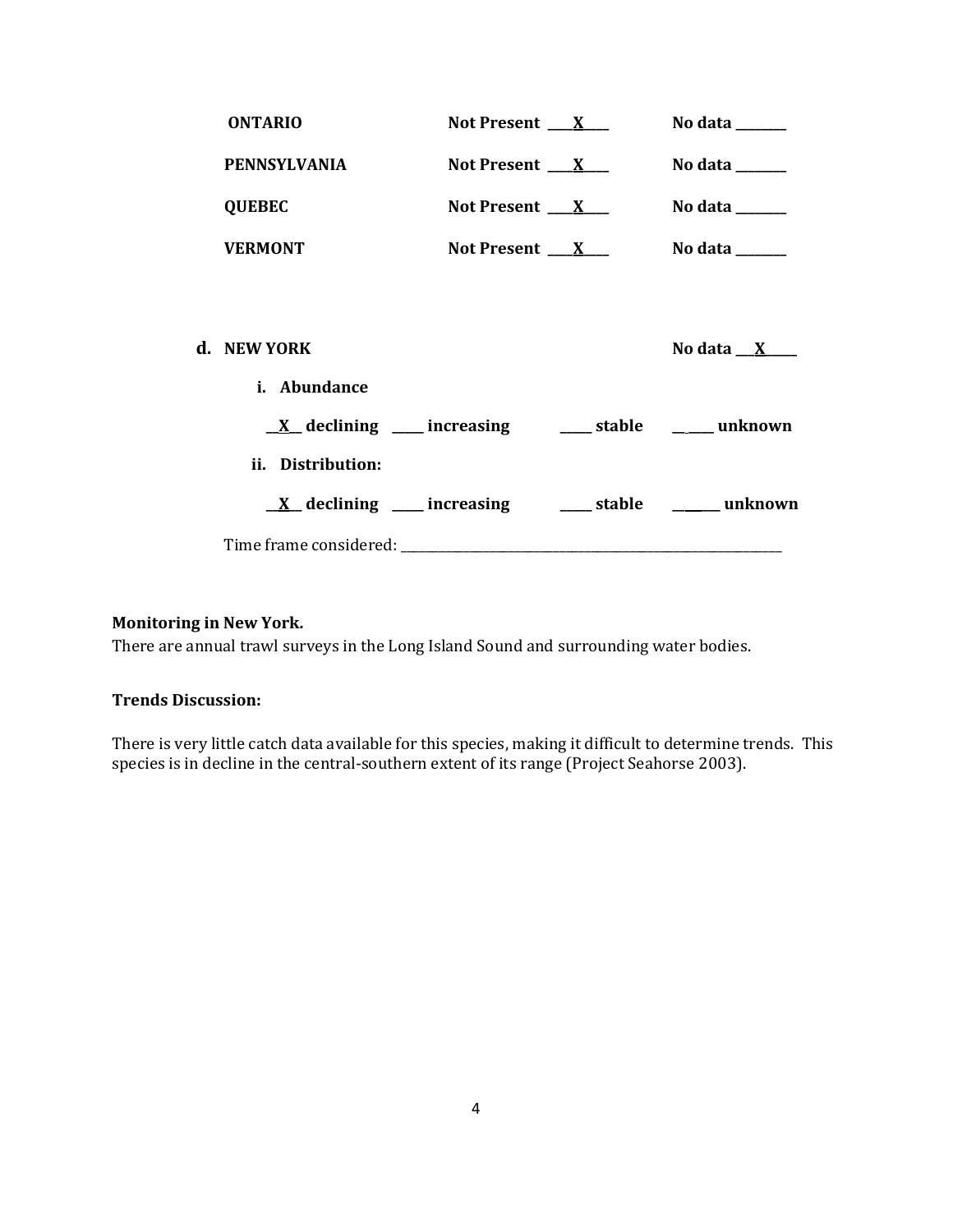**ONTARIO** Not Present ___X___ No data _______

**PENNSYLVANIA** Not Present ___X___ No data _______

**QUEBEC** Not Present ___X___ No data _______

**VERMONT** Not Present ___X___ No data _______

**d. NEW YORK** No data ___X_____

**i. Abundance**

__X__ declining ____ increasing ____ stable _____ unknown

**ii. Distribution:**

__X__ declining ____ increasing ____ stable ______ unknown

Time frame considered: ___________________________________________

**Monitoring in New York.**

There are annual trawl surveys in the Long Island Sound and surrounding water bodies.

**Trends Discussion:**

There is very little catch data available for this species, making it difficult to determine trends. This species is in decline in the central-southern extent of its range (Project Seahorse 2003).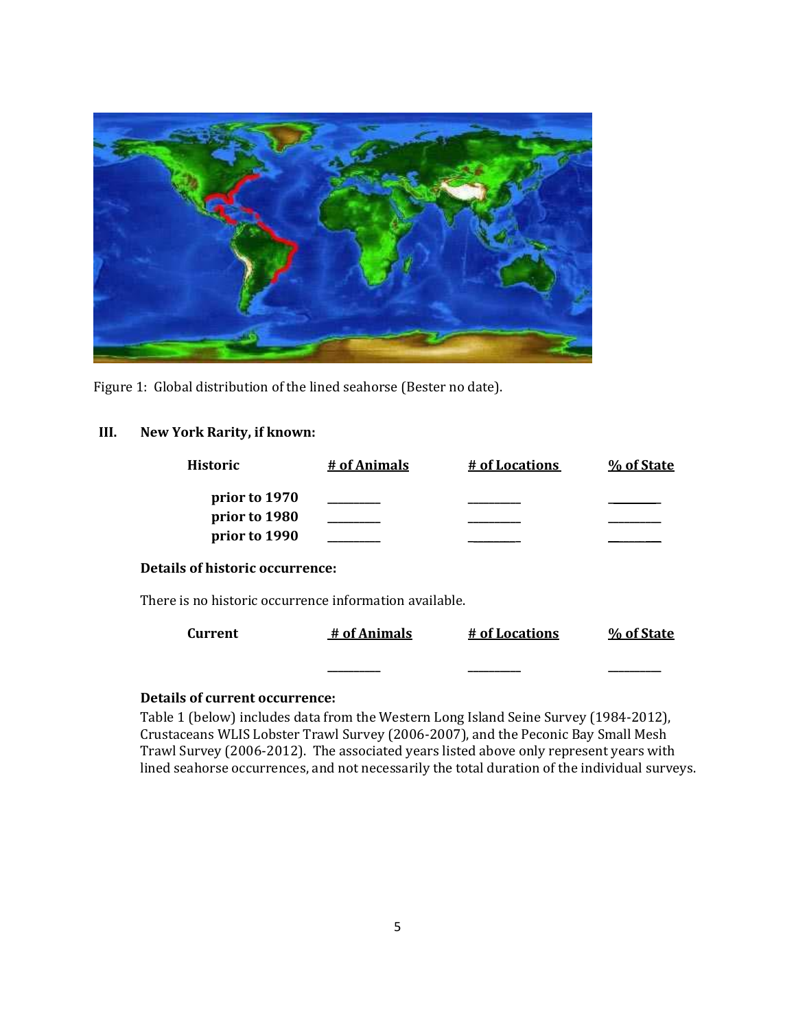Figure 1: Global distribution of the lined seahorse (Bester no date).

## III. New York Rarity, if known:

| Historic | # of Animals | # of Locations | % of State |
|---|---|---|---|
| prior to 1970 | _________ | _________ | _________ |
| prior to 1980 | _________ | _________ | _________ |
| prior to 1990 | _________ | _________ | _________ |

**Details of historic occurrence:**

There is no historic occurrence information available.

| Current | # of Animals | # of Locations | % of State |
|---|---|---|---|
| | _________ | _________ | _________ |

**Details of current occurrence:**

Table 1 (below) includes data from the Western Long Island Seine Survey (1984-2012), Crustaceans WLIS Lobster Trawl Survey (2006-2007), and the Peconic Bay Small Mesh Trawl Survey (2006-2012). The associated years listed above only represent years with lined seahorse occurrences, and not necessarily the total duration of the individual surveys.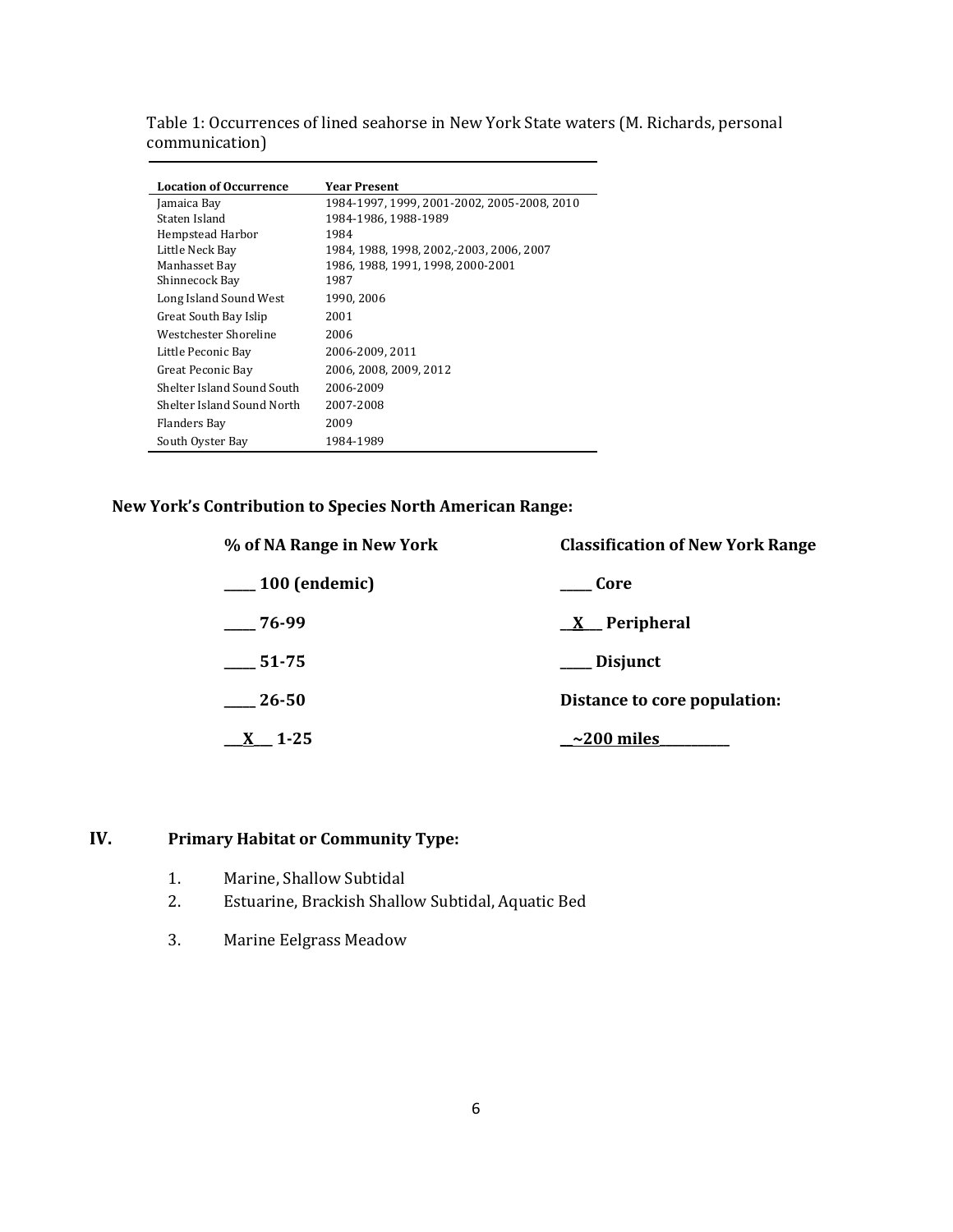Table 1: Occurrences of lined seahorse in New York State waters (M. Richards, personal communication)

| Location of Occurrence | Year Present |
| --- | --- |
| Jamaica Bay | 1984-1997, 1999, 2001-2002, 2005-2008, 2010 |
| Staten Island | 1984-1986, 1988-1989 |
| Hempstead Harbor | 1984 |
| Little Neck Bay | 1984, 1988, 1998, 2002,-2003, 2006, 2007 |
| Manhasset Bay | 1986, 1988, 1991, 1998, 2000-2001 |
| Shinnecock Bay | 1987 |
| Long Island Sound West | 1990, 2006 |
| Great South Bay Islip | 2001 |
| Westchester Shoreline | 2006 |
| Little Peconic Bay | 2006-2009, 2011 |
| Great Peconic Bay | 2006, 2008, 2009, 2012 |
| Shelter Island Sound South | 2006-2009 |
| Shelter Island Sound North | 2007-2008 |
| Flanders Bay | 2009 |
| South Oyster Bay | 1984-1989 |

**New York's Contribution to Species North American Range:**

| % of NA Range in New York | Classification of New York Range |
| --- | --- |
| _____ 100 (endemic) | _____ Core |
| _____ 76-99 | __X__ Peripheral |
| _____ 51-75 | _____ Disjunct |
| _____ 26-50 | Distance to core population: |
| __X__ 1-25 | __~200 miles__________ |

## IV. Primary Habitat or Community Type:

1. Marine, Shallow Subtidal
2. Estuarine, Brackish Shallow Subtidal, Aquatic Bed
3. Marine Eelgrass Meadow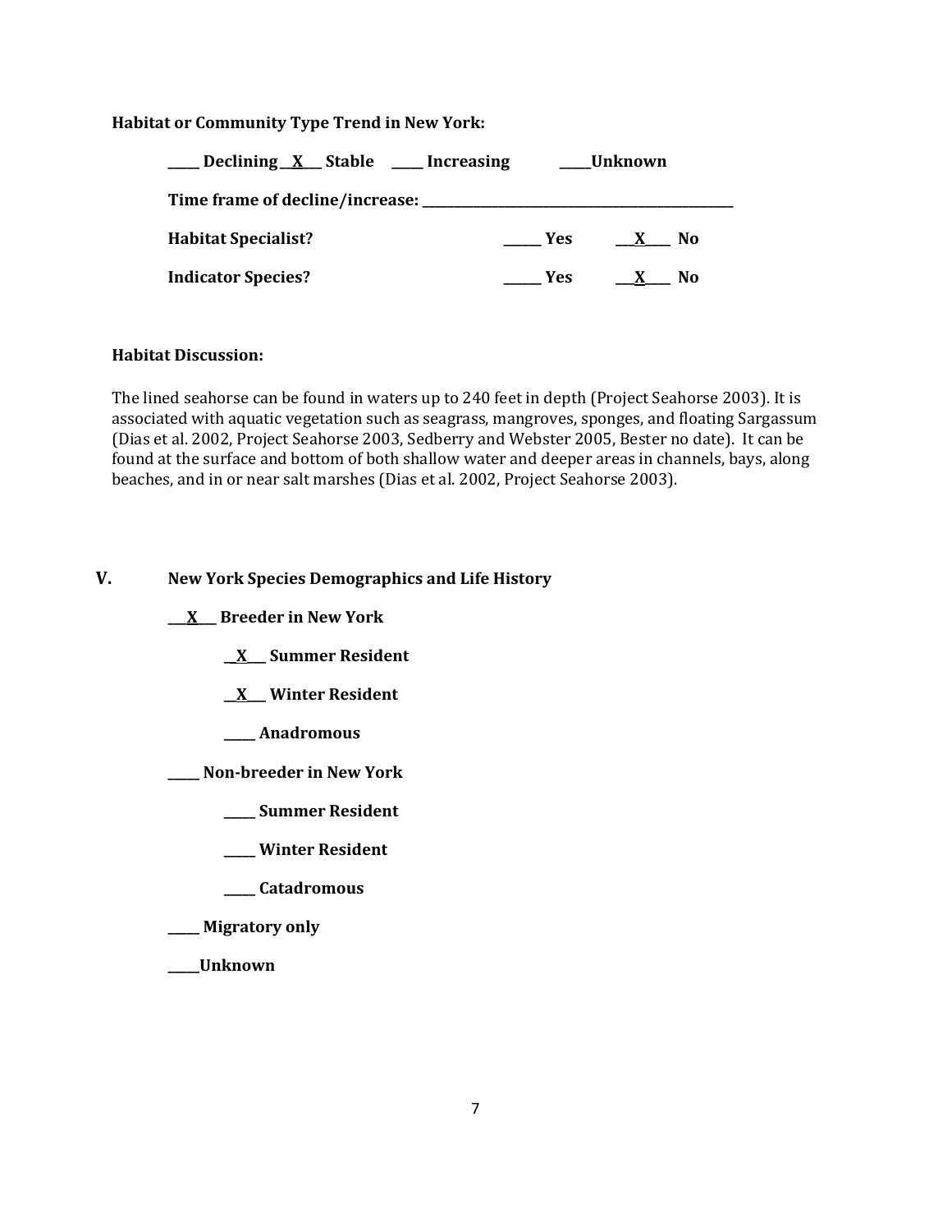**Habitat or Community Type Trend in New York:**

**_____ Declining __X___ Stable _____ Increasing _____Unknown**

**Time frame of decline/increase: _______________________________________________**

**Habitat Specialist?** _____ **Yes** ___X___ **No**

**Indicator Species?** _____ **Yes** ___X___ **No**

**Habitat Discussion:**

The lined seahorse can be found in waters up to 240 feet in depth (Project Seahorse 2003). It is associated with aquatic vegetation such as seagrass, mangroves, sponges, and floating Sargassum (Dias et al. 2002, Project Seahorse 2003, Sedberry and Webster 2005, Bester no date). It can be found at the surface and bottom of both shallow water and deeper areas in channels, bays, along beaches, and in or near salt marshes (Dias et al. 2002, Project Seahorse 2003).

## V. New York Species Demographics and Life History

**___X___ Breeder in New York**

- **__X___ Summer Resident**
- **__X___ Winter Resident**
- **_____ Anadromous**

**_____ Non-breeder in New York**

- **_____ Summer Resident**
- **_____ Winter Resident**
- **_____ Catadromous**

**_____ Migratory only**

**_____Unknown**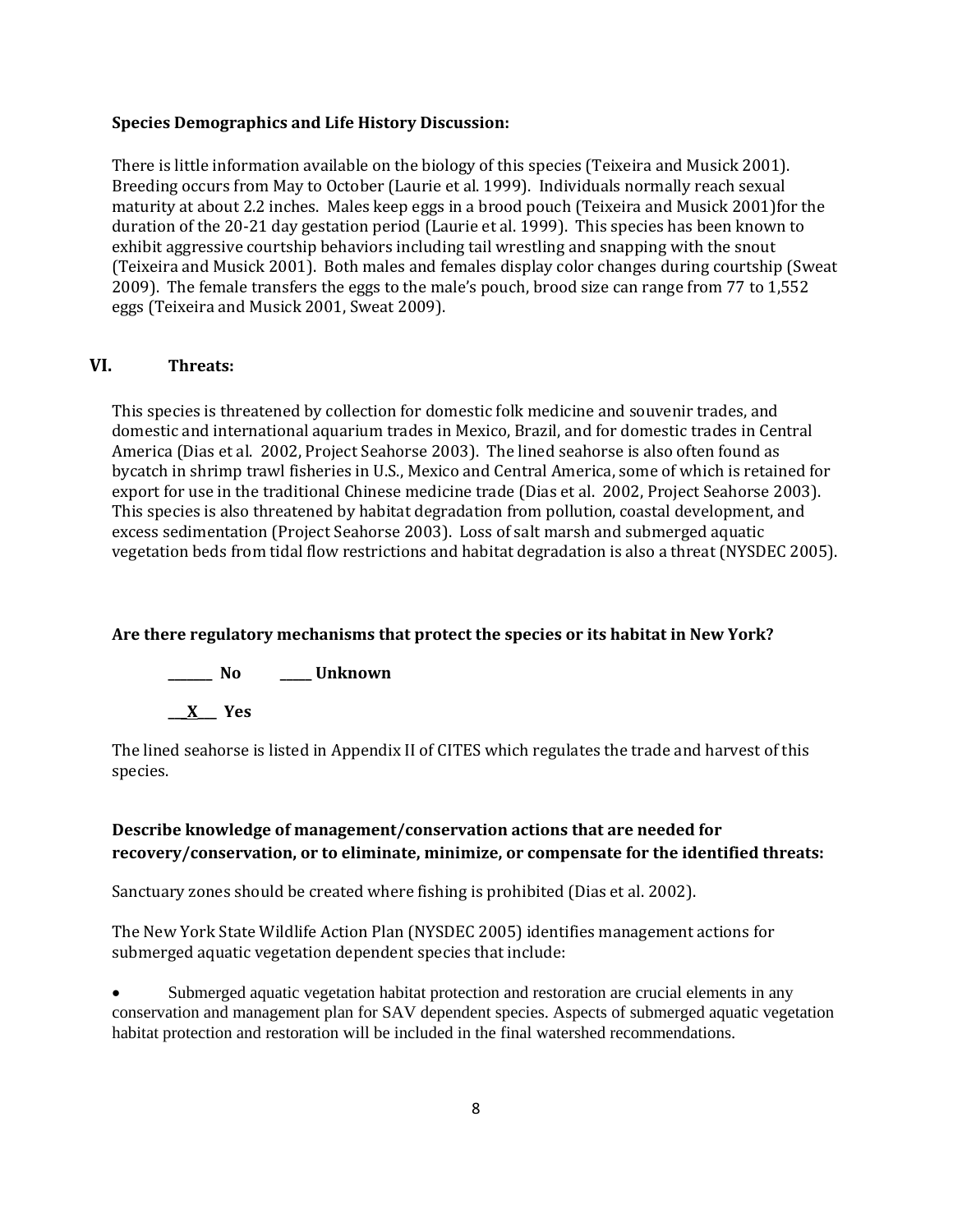**Species Demographics and Life History Discussion:**

There is little information available on the biology of this species (Teixeira and Musick 2001). Breeding occurs from May to October (Laurie et al. 1999). Individuals normally reach sexual maturity at about 2.2 inches. Males keep eggs in a brood pouch (Teixeira and Musick 2001)for the duration of the 20-21 day gestation period (Laurie et al. 1999). This species has been known to exhibit aggressive courtship behaviors including tail wrestling and snapping with the snout (Teixeira and Musick 2001). Both males and females display color changes during courtship (Sweat 2009). The female transfers the eggs to the male's pouch, brood size can range from 77 to 1,552 eggs (Teixeira and Musick 2001, Sweat 2009).

## VI. Threats:

This species is threatened by collection for domestic folk medicine and souvenir trades, and domestic and international aquarium trades in Mexico, Brazil, and for domestic trades in Central America (Dias et al. 2002, Project Seahorse 2003). The lined seahorse is also often found as bycatch in shrimp trawl fisheries in U.S., Mexico and Central America, some of which is retained for export for use in the traditional Chinese medicine trade (Dias et al. 2002, Project Seahorse 2003). This species is also threatened by habitat degradation from pollution, coastal development, and excess sedimentation (Project Seahorse 2003). Loss of salt marsh and submerged aquatic vegetation beds from tidal flow restrictions and habitat degradation is also a threat (NYSDEC 2005).

**Are there regulatory mechanisms that protect the species or its habitat in New York?**

**_______ No _____ Unknown**

**___X___ Yes**

The lined seahorse is listed in Appendix II of CITES which regulates the trade and harvest of this species.

**Describe knowledge of management/conservation actions that are needed for recovery/conservation, or to eliminate, minimize, or compensate for the identified threats:**

Sanctuary zones should be created where fishing is prohibited (Dias et al. 2002).

The New York State Wildlife Action Plan (NYSDEC 2005) identifies management actions for submerged aquatic vegetation dependent species that include:

- Submerged aquatic vegetation habitat protection and restoration are crucial elements in any conservation and management plan for SAV dependent species. Aspects of submerged aquatic vegetation habitat protection and restoration will be included in the final watershed recommendations.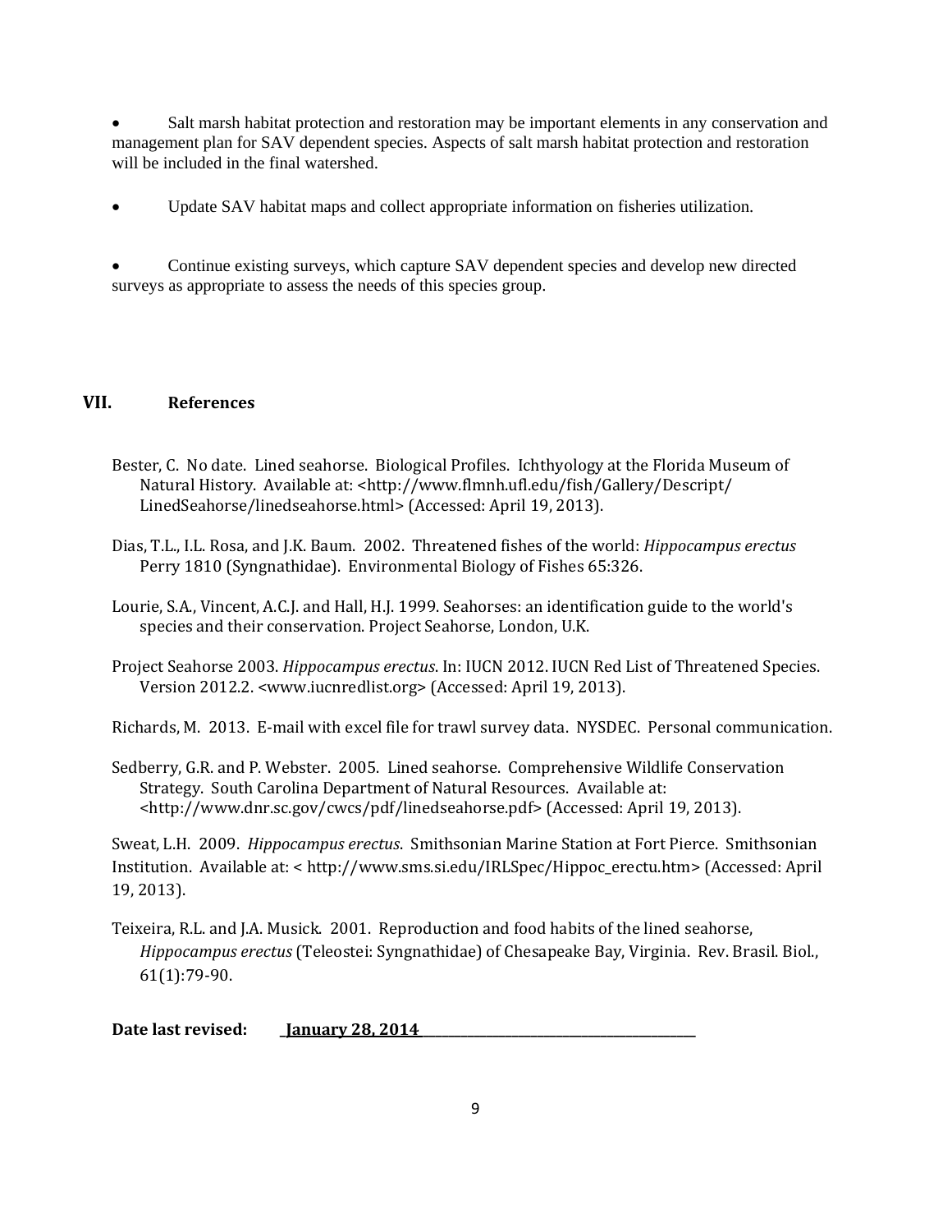- Salt marsh habitat protection and restoration may be important elements in any conservation and management plan for SAV dependent species. Aspects of salt marsh habitat protection and restoration will be included in the final watershed.

- Update SAV habitat maps and collect appropriate information on fisheries utilization.

- Continue existing surveys, which capture SAV dependent species and develop new directed surveys as appropriate to assess the needs of this species group.

## VII. References

Bester, C. No date. Lined seahorse. Biological Profiles. Ichthyology at the Florida Museum of Natural History. Available at: <http://www.flmnh.ufl.edu/fish/Gallery/Descript/LinedSeahorse/linedseahorse.html> (Accessed: April 19, 2013).

Dias, T.L., I.L. Rosa, and J.K. Baum. 2002. Threatened fishes of the world: *Hippocampus erectus* Perry 1810 (Syngnathidae). Environmental Biology of Fishes 65:326.

Lourie, S.A., Vincent, A.C.J. and Hall, H.J. 1999. Seahorses: an identification guide to the world's species and their conservation. Project Seahorse, London, U.K.

Project Seahorse 2003. *Hippocampus erectus*. In: IUCN 2012. IUCN Red List of Threatened Species. Version 2012.2. <www.iucnredlist.org> (Accessed: April 19, 2013).

Richards, M. 2013. E-mail with excel file for trawl survey data. NYSDEC. Personal communication.

Sedberry, G.R. and P. Webster. 2005. Lined seahorse. Comprehensive Wildlife Conservation Strategy. South Carolina Department of Natural Resources. Available at: <http://www.dnr.sc.gov/cwcs/pdf/linedseahorse.pdf> (Accessed: April 19, 2013).

Sweat, L.H. 2009. *Hippocampus erectus*. Smithsonian Marine Station at Fort Pierce. Smithsonian Institution. Available at: < http://www.sms.si.edu/IRLSpec/Hippoc_erectu.htm> (Accessed: April 19, 2013).

Teixeira, R.L. and J.A. Musick. 2001. Reproduction and food habits of the lined seahorse, *Hippocampus erectus* (Teleostei: Syngnathidae) of Chesapeake Bay, Virginia. Rev. Brasil. Biol., 61(1):79-90.

**Date last revised:** **January 28, 2014**